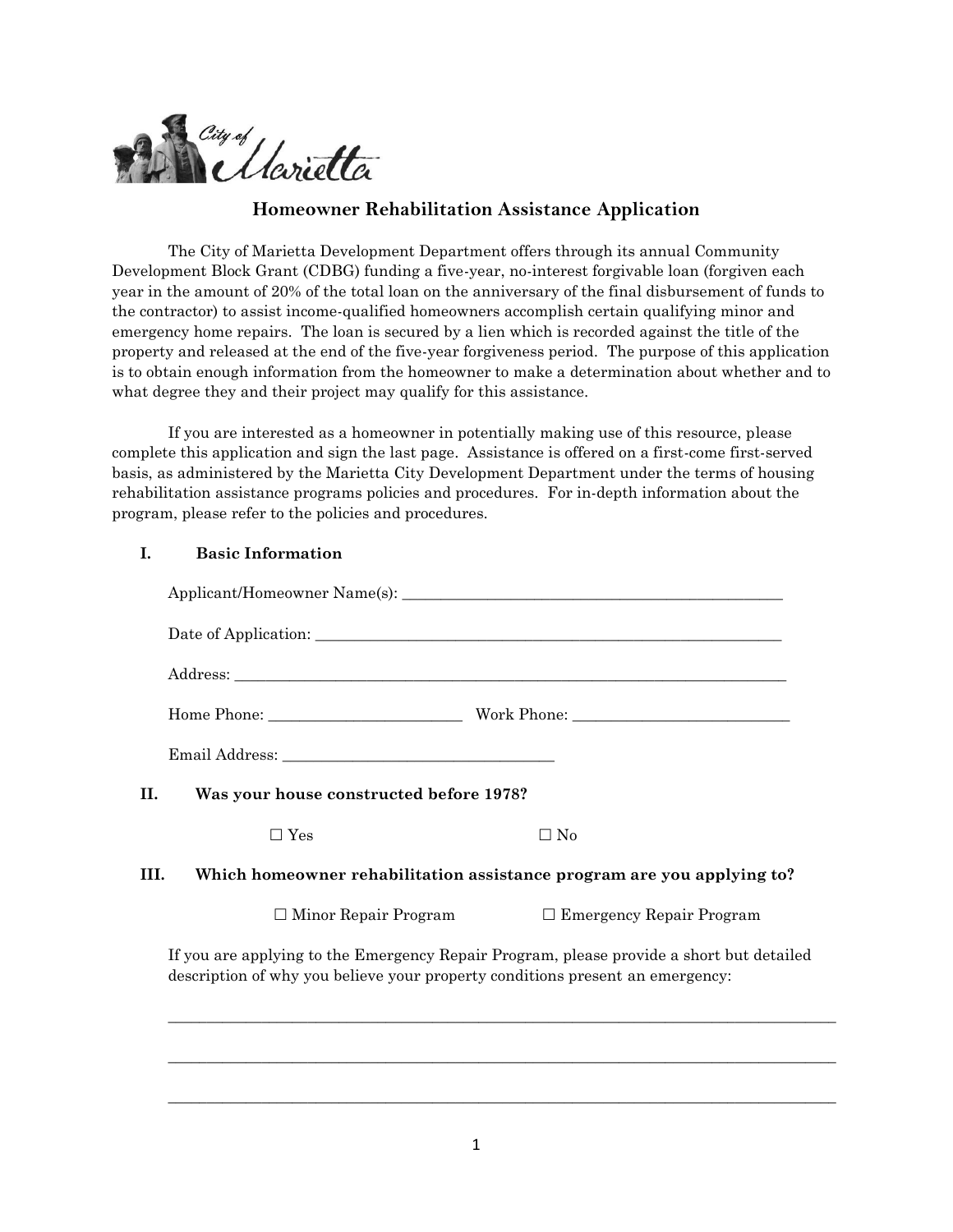City of Marietta

# Homeowner Rehabilitation Assistance Application

The City of Marietta Development Department offers through its annual Community Development Block Grant (CDBG) funding a five-year, no-interest forgivable loan (forgiven each year in the amount of 20% of the total loan on the anniversary of the final disbursement of funds to the contractor) to assist income-qualified homeowners accomplish certain qualifying minor and emergency home repairs. The loan is secured by a lien which is recorded against the title of the property and released at the end of the five-year forgiveness period. The purpose of this application is to obtain enough information from the homeowner to make a determination about whether and to what degree they and their project may qualify for this assistance.

If you are interested as a homeowner in potentially making use of this resource, please complete this application and sign the last page. Assistance is offered on a first-come first-served basis, as administered by the Marietta City Development Department under the terms of housing rehabilitation assistance programs policies and procedures. For in-depth information about the program, please refer to the policies and procedures.

## I. Basic Information

Applicant/Homeowner Name(s): ___________________________________________________

Date of Application: ___________________________________________________________

Address: _______________________________________________________________________

Home Phone: ________________________ Work Phone: ____________________________

Email Address: __________________________________

## II. Was your house constructed before 1978?

☐ Yes ☐ No

## III. Which homeowner rehabilitation assistance program are you applying to?

☐ Minor Repair Program ☐ Emergency Repair Program

If you are applying to the Emergency Repair Program, please provide a short but detailed description of why you believe your property conditions present an emergency:

_______________________________________________________________________________________

_______________________________________________________________________________________

_______________________________________________________________________________________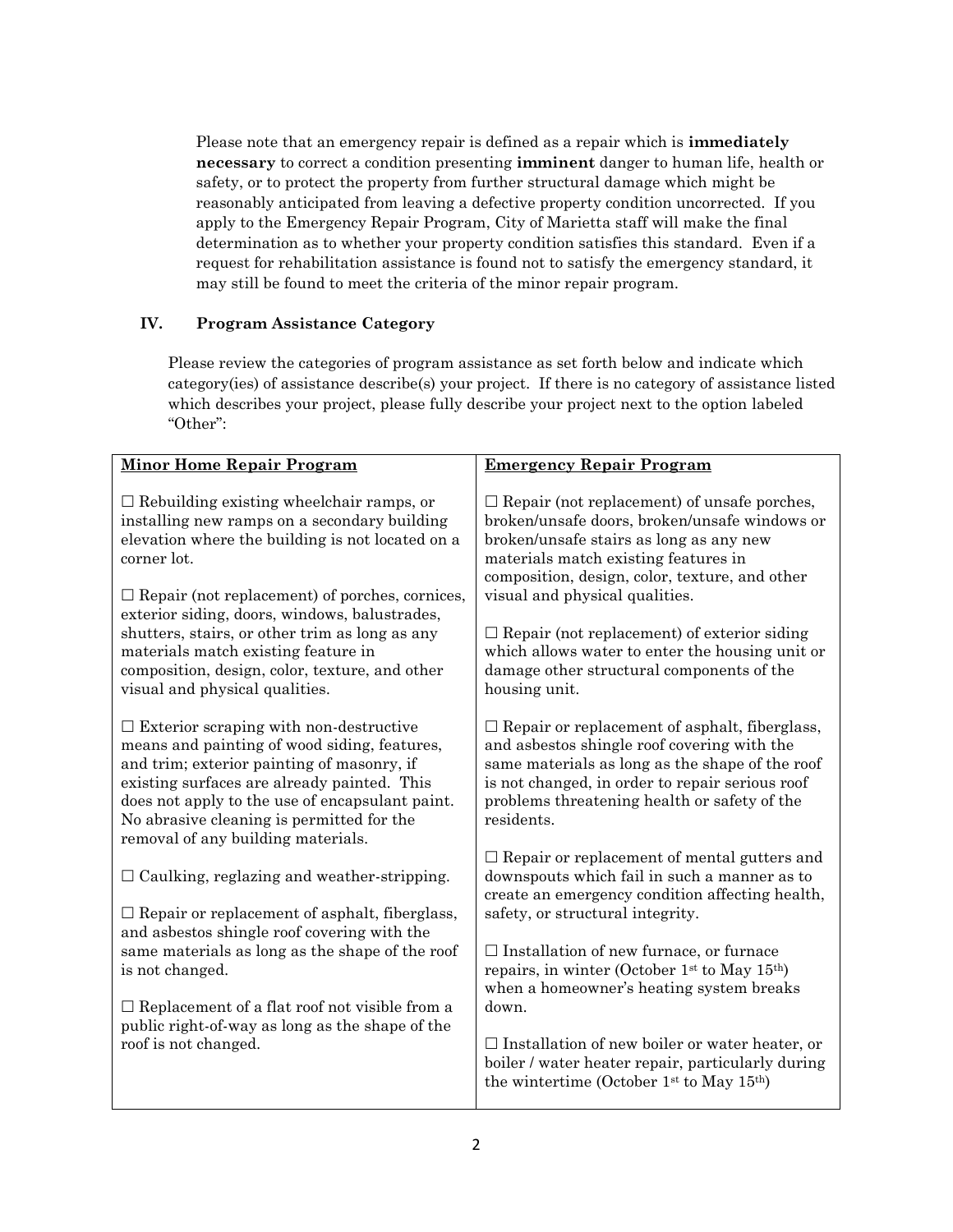Please note that an emergency repair is defined as a repair which is **immediately necessary** to correct a condition presenting **imminent** danger to human life, health or safety, or to protect the property from further structural damage which might be reasonably anticipated from leaving a defective property condition uncorrected. If you apply to the Emergency Repair Program, City of Marietta staff will make the final determination as to whether your property condition satisfies this standard. Even if a request for rehabilitation assistance is found not to satisfy the emergency standard, it may still be found to meet the criteria of the minor repair program.

## IV. Program Assistance Category

Please review the categories of program assistance as set forth below and indicate which category(ies) of assistance describe(s) your project. If there is no category of assistance listed which describes your project, please fully describe your project next to the option labeled "Other":

| **Minor Home Repair Program** | **Emergency Repair Program** |
|---|---|
| ☐ Rebuilding existing wheelchair ramps, or installing new ramps on a secondary building elevation where the building is not located on a corner lot. | ☐ Repair (not replacement) of unsafe porches, broken/unsafe doors, broken/unsafe windows or broken/unsafe stairs as long as any new materials match existing features in composition, design, color, texture, and other visual and physical qualities. |
| ☐ Repair (not replacement) of porches, cornices, exterior siding, doors, windows, balustrades, shutters, stairs, or other trim as long as any materials match existing feature in composition, design, color, texture, and other visual and physical qualities. | ☐ Repair (not replacement) of exterior siding which allows water to enter the housing unit or damage other structural components of the housing unit. |
| ☐ Exterior scraping with non-destructive means and painting of wood siding, features, and trim; exterior painting of masonry, if existing surfaces are already painted. This does not apply to the use of encapsulant paint. No abrasive cleaning is permitted for the removal of any building materials. | ☐ Repair or replacement of asphalt, fiberglass, and asbestos shingle roof covering with the same materials as long as the shape of the roof is not changed, in order to repair serious roof problems threatening health or safety of the residents. |
| ☐ Caulking, reglazing and weather-stripping. | ☐ Repair or replacement of mental gutters and downspouts which fail in such a manner as to create an emergency condition affecting health, safety, or structural integrity. |
| ☐ Repair or replacement of asphalt, fiberglass, and asbestos shingle roof covering with the same materials as long as the shape of the roof is not changed. | ☐ Installation of new furnace, or furnace repairs, in winter (October 1st to May 15th) when a homeowner's heating system breaks down. |
| ☐ Replacement of a flat roof not visible from a public right-of-way as long as the shape of the roof is not changed. | ☐ Installation of new boiler or water heater, or boiler / water heater repair, particularly during the wintertime (October 1st to May 15th) |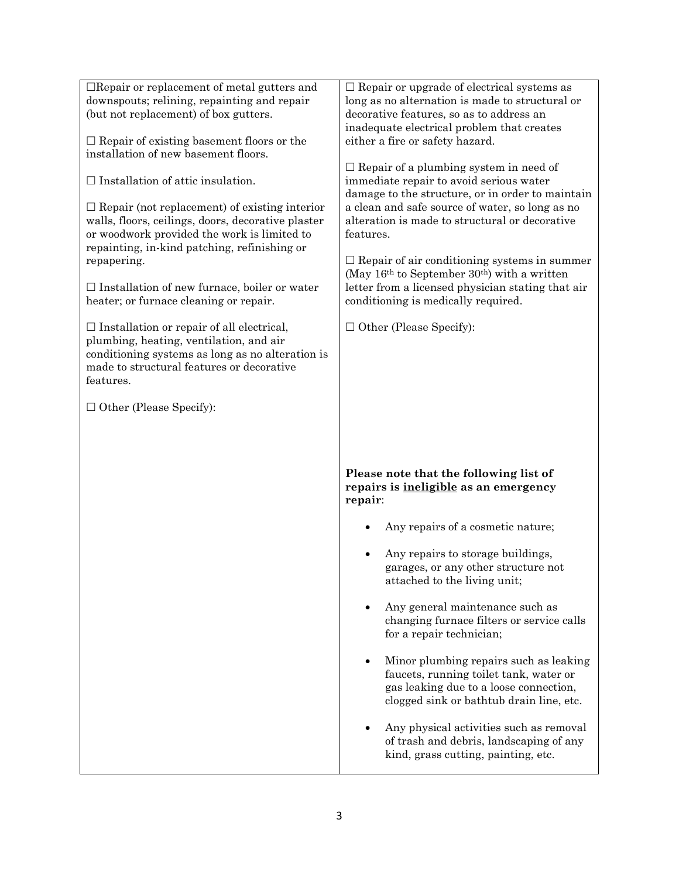☐Repair or replacement of metal gutters and downspouts; relining, repainting and repair (but not replacement) of box gutters.

☐ Repair of existing basement floors or the installation of new basement floors.

☐ Installation of attic insulation.

☐ Repair (not replacement) of existing interior walls, floors, ceilings, doors, decorative plaster or woodwork provided the work is limited to repainting, in-kind patching, refinishing or repapering.

☐ Installation of new furnace, boiler or water heater; or furnace cleaning or repair.

☐ Installation or repair of all electrical, plumbing, heating, ventilation, and air conditioning systems as long as no alteration is made to structural features or decorative features.

☐ Other (Please Specify):

☐ Repair or upgrade of electrical systems as long as no alternation is made to structural or decorative features, so as to address an inadequate electrical problem that creates either a fire or safety hazard.

☐ Repair of a plumbing system in need of immediate repair to avoid serious water damage to the structure, or in order to maintain a clean and safe source of water, so long as no alteration is made to structural or decorative features.

☐ Repair of air conditioning systems in summer (May 16th to September 30th) with a written letter from a licensed physician stating that air conditioning is medically required.

☐ Other (Please Specify):

**Please note that the following list of repairs is <u>ineligible</u> as an emergency repair**:

- Any repairs of a cosmetic nature;
- Any repairs to storage buildings, garages, or any other structure not attached to the living unit;
- Any general maintenance such as changing furnace filters or service calls for a repair technician;
- Minor plumbing repairs such as leaking faucets, running toilet tank, water or gas leaking due to a loose connection, clogged sink or bathtub drain line, etc.
- Any physical activities such as removal of trash and debris, landscaping of any kind, grass cutting, painting, etc.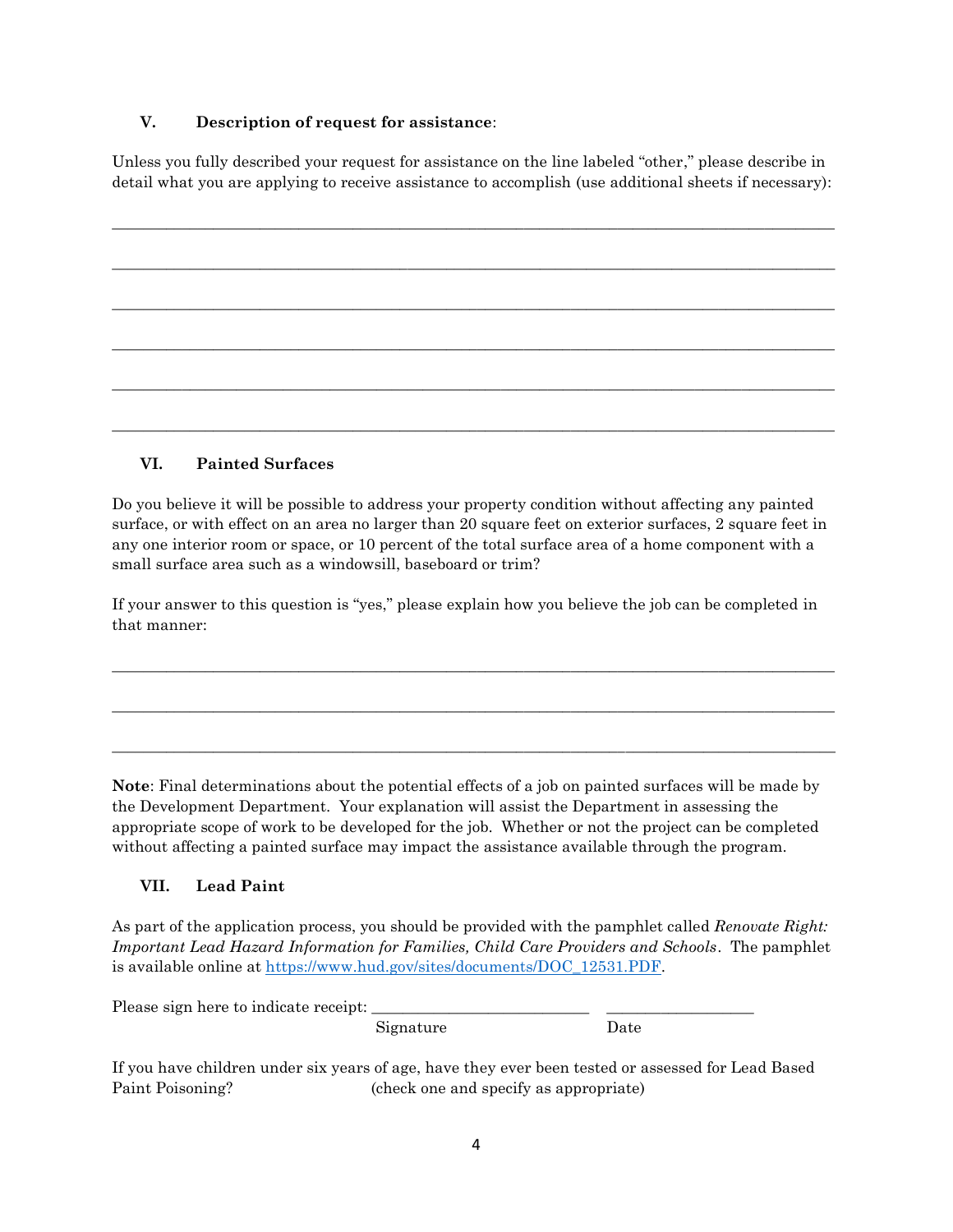## V. Description of request for assistance:

Unless you fully described your request for assistance on the line labeled "other," please describe in detail what you are applying to receive assistance to accomplish (use additional sheets if necessary):

______________________________________________________________________________

______________________________________________________________________________

______________________________________________________________________________

______________________________________________________________________________

______________________________________________________________________________

______________________________________________________________________________

## VI. Painted Surfaces

Do you believe it will be possible to address your property condition without affecting any painted surface, or with effect on an area no larger than 20 square feet on exterior surfaces, 2 square feet in any one interior room or space, or 10 percent of the total surface area of a home component with a small surface area such as a windowsill, baseboard or trim?

If your answer to this question is "yes," please explain how you believe the job can be completed in that manner:

______________________________________________________________________________

______________________________________________________________________________

______________________________________________________________________________

**Note**: Final determinations about the potential effects of a job on painted surfaces will be made by the Development Department. Your explanation will assist the Department in assessing the appropriate scope of work to be developed for the job. Whether or not the project can be completed without affecting a painted surface may impact the assistance available through the program.

## VII. Lead Paint

As part of the application process, you should be provided with the pamphlet called *Renovate Right: Important Lead Hazard Information for Families, Child Care Providers and Schools*. The pamphlet is available online at [https://www.hud.gov/sites/documents/DOC_12531.PDF](https://www.hud.gov/sites/documents/DOC_12531.PDF).

Please sign here to indicate receipt: ___________________________ ___________________

Signature Date

If you have children under six years of age, have they ever been tested or assessed for Lead Based Paint Poisoning? (check one and specify as appropriate)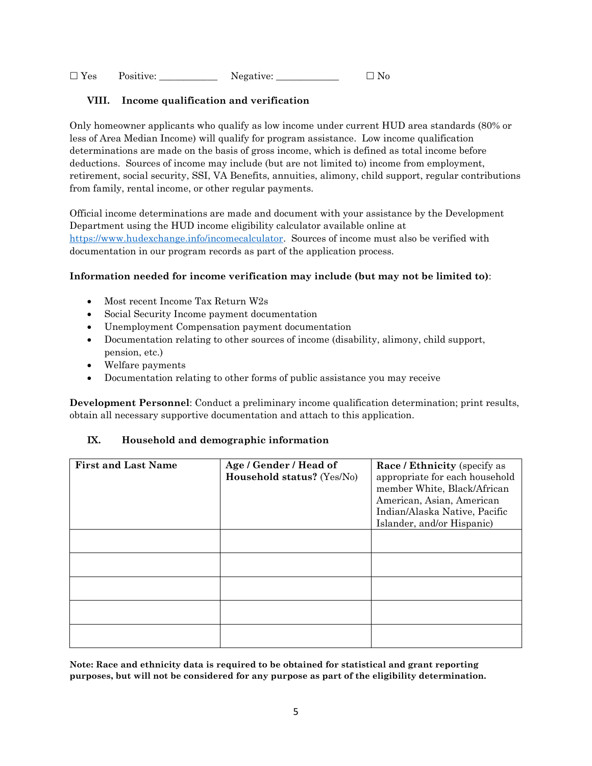☐ Yes  Positive: ___________  Negative: ____________  ☐ No

### VIII. Income qualification and verification

Only homeowner applicants who qualify as low income under current HUD area standards (80% or less of Area Median Income) will qualify for program assistance. Low income qualification determinations are made on the basis of gross income, which is defined as total income before deductions. Sources of income may include (but are not limited to) income from employment, retirement, social security, SSI, VA Benefits, annuities, alimony, child support, regular contributions from family, rental income, or other regular payments.

Official income determinations are made and document with your assistance by the Development Department using the HUD income eligibility calculator available online at [https://www.hudexchange.info/incomecalculator](https://www.hudexchange.info/incomecalculator). Sources of income must also be verified with documentation in our program records as part of the application process.

**Information needed for income verification may include (but may not be limited to)**:

- Most recent Income Tax Return W2s
- Social Security Income payment documentation
- Unemployment Compensation payment documentation
- Documentation relating to other sources of income (disability, alimony, child support, pension, etc.)
- Welfare payments
- Documentation relating to other forms of public assistance you may receive

**Development Personnel**: Conduct a preliminary income qualification determination; print results, obtain all necessary supportive documentation and attach to this application.

### IX. Household and demographic information

| **First and Last Name** | **Age / Gender / Head of Household status?** (Yes/No) | **Race / Ethnicity** (specify as appropriate for each household member White, Black/African American, Asian, American Indian/Alaska Native, Pacific Islander, and/or Hispanic) |
|---|---|---|
| | | |
| | | |
| | | |
| | | |
| | | |

**Note: Race and ethnicity data is required to be obtained for statistical and grant reporting purposes, but will not be considered for any purpose as part of the eligibility determination.**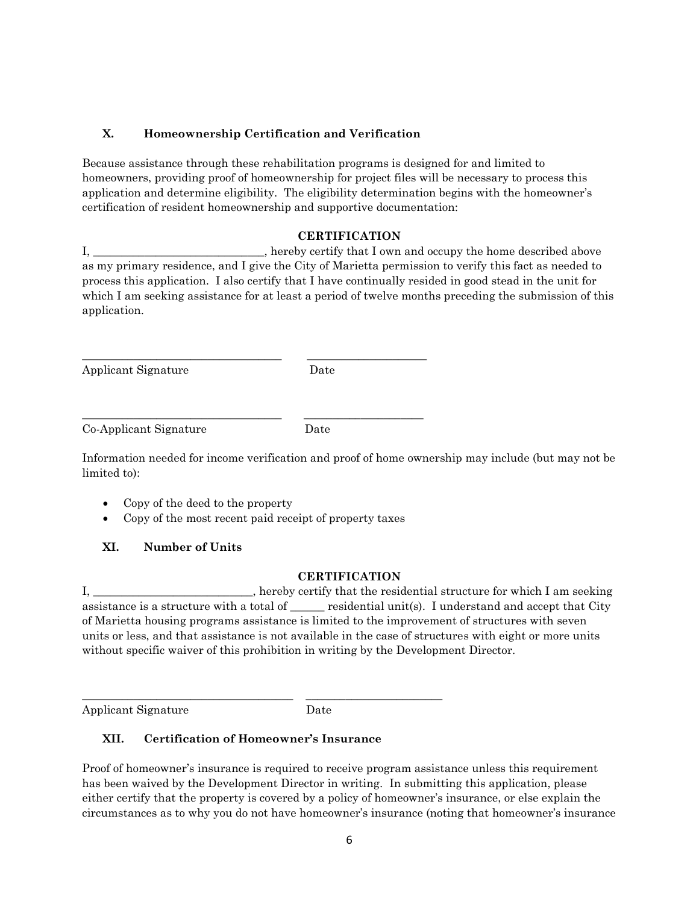### X. Homeownership Certification and Verification

Because assistance through these rehabilitation programs is designed for and limited to homeowners, providing proof of homeownership for project files will be necessary to process this application and determine eligibility. The eligibility determination begins with the homeowner's certification of resident homeownership and supportive documentation:

**CERTIFICATION**

I, ______________________________, hereby certify that I own and occupy the home described above as my primary residence, and I give the City of Marietta permission to verify this fact as needed to process this application. I also certify that I have continually resided in good stead in the unit for which I am seeking assistance for at least a period of twelve months preceding the submission of this application.

__________________________________ ____________________
Applicant Signature Date

__________________________________ ____________________
Co-Applicant Signature Date

Information needed for income verification and proof of home ownership may include (but may not be limited to):

- Copy of the deed to the property
- Copy of the most recent paid receipt of property taxes

### XI. Number of Units

**CERTIFICATION**

I, ___________________________, hereby certify that the residential structure for which I am seeking assistance is a structure with a total of ______ residential unit(s). I understand and accept that City of Marietta housing programs assistance is limited to the improvement of structures with seven units or less, and that assistance is not available in the case of structures with eight or more units without specific waiver of this prohibition in writing by the Development Director.

____________________________________ _______________________
Applicant Signature Date

### XII. Certification of Homeowner's Insurance

Proof of homeowner's insurance is required to receive program assistance unless this requirement has been waived by the Development Director in writing. In submitting this application, please either certify that the property is covered by a policy of homeowner's insurance, or else explain the circumstances as to why you do not have homeowner's insurance (noting that homeowner's insurance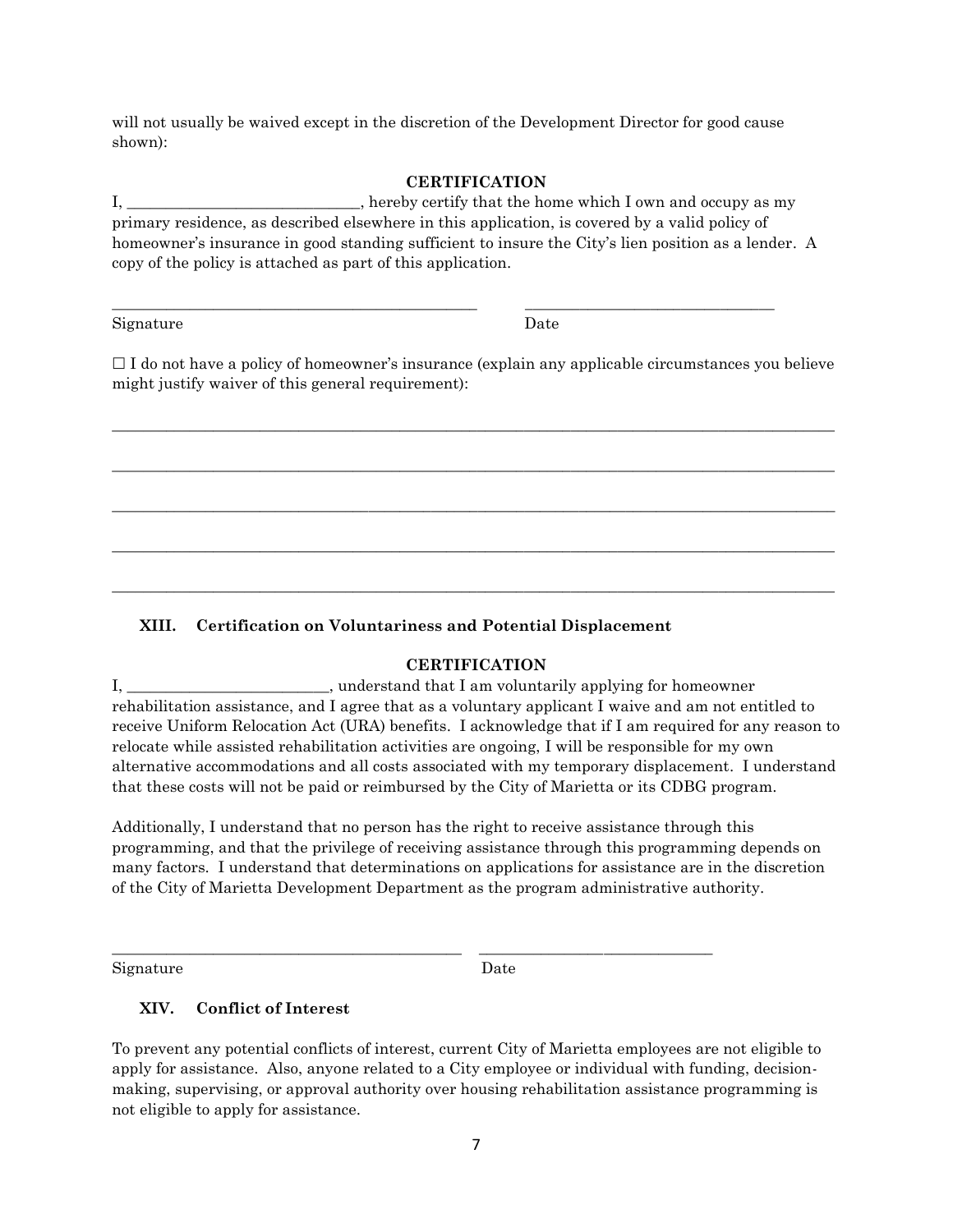will not usually be waived except in the discretion of the Development Director for good cause shown):

**CERTIFICATION**

I, ______________________________, hereby certify that the home which I own and occupy as my primary residence, as described elsewhere in this application, is covered by a valid policy of homeowner's insurance in good standing sufficient to insure the City's lien position as a lender. A copy of the policy is attached as part of this application.

_______________________________________________ &nbsp;&nbsp;&nbsp;&nbsp; ________________________________

Signature &nbsp;&nbsp;&nbsp;&nbsp;&nbsp;&nbsp;&nbsp;&nbsp;&nbsp;&nbsp;&nbsp;&nbsp;&nbsp;&nbsp;&nbsp;&nbsp;&nbsp;&nbsp;&nbsp;&nbsp;&nbsp;&nbsp;&nbsp;&nbsp;&nbsp;&nbsp;&nbsp;&nbsp;&nbsp;&nbsp;&nbsp;&nbsp;&nbsp;&nbsp;&nbsp;&nbsp;&nbsp;&nbsp;&nbsp;&nbsp; Date

☐ I do not have a policy of homeowner's insurance (explain any applicable circumstances you believe might justify waiver of this general requirement):

_____________________________________________________________________________________________

_____________________________________________________________________________________________

_____________________________________________________________________________________________

_____________________________________________________________________________________________

_____________________________________________________________________________________________

## XIII. Certification on Voluntariness and Potential Displacement

**CERTIFICATION**

I, __________________________, understand that I am voluntarily applying for homeowner rehabilitation assistance, and I agree that as a voluntary applicant I waive and am not entitled to receive Uniform Relocation Act (URA) benefits. I acknowledge that if I am required for any reason to relocate while assisted rehabilitation activities are ongoing, I will be responsible for my own alternative accommodations and all costs associated with my temporary displacement. I understand that these costs will not be paid or reimbursed by the City of Marietta or its CDBG program.

Additionally, I understand that no person has the right to receive assistance through this programming, and that the privilege of receiving assistance through this programming depends on many factors. I understand that determinations on applications for assistance are in the discretion of the City of Marietta Development Department as the program administrative authority.

_____________________________________________ &nbsp;&nbsp;&nbsp;&nbsp; ______________________________

Signature &nbsp;&nbsp;&nbsp;&nbsp;&nbsp;&nbsp;&nbsp;&nbsp;&nbsp;&nbsp;&nbsp;&nbsp;&nbsp;&nbsp;&nbsp;&nbsp;&nbsp;&nbsp;&nbsp;&nbsp;&nbsp;&nbsp;&nbsp;&nbsp;&nbsp;&nbsp;&nbsp;&nbsp;&nbsp;&nbsp;&nbsp;&nbsp;&nbsp;&nbsp;&nbsp;&nbsp; Date

## XIV. Conflict of Interest

To prevent any potential conflicts of interest, current City of Marietta employees are not eligible to apply for assistance. Also, anyone related to a City employee or individual with funding, decision-making, supervising, or approval authority over housing rehabilitation assistance programming is not eligible to apply for assistance.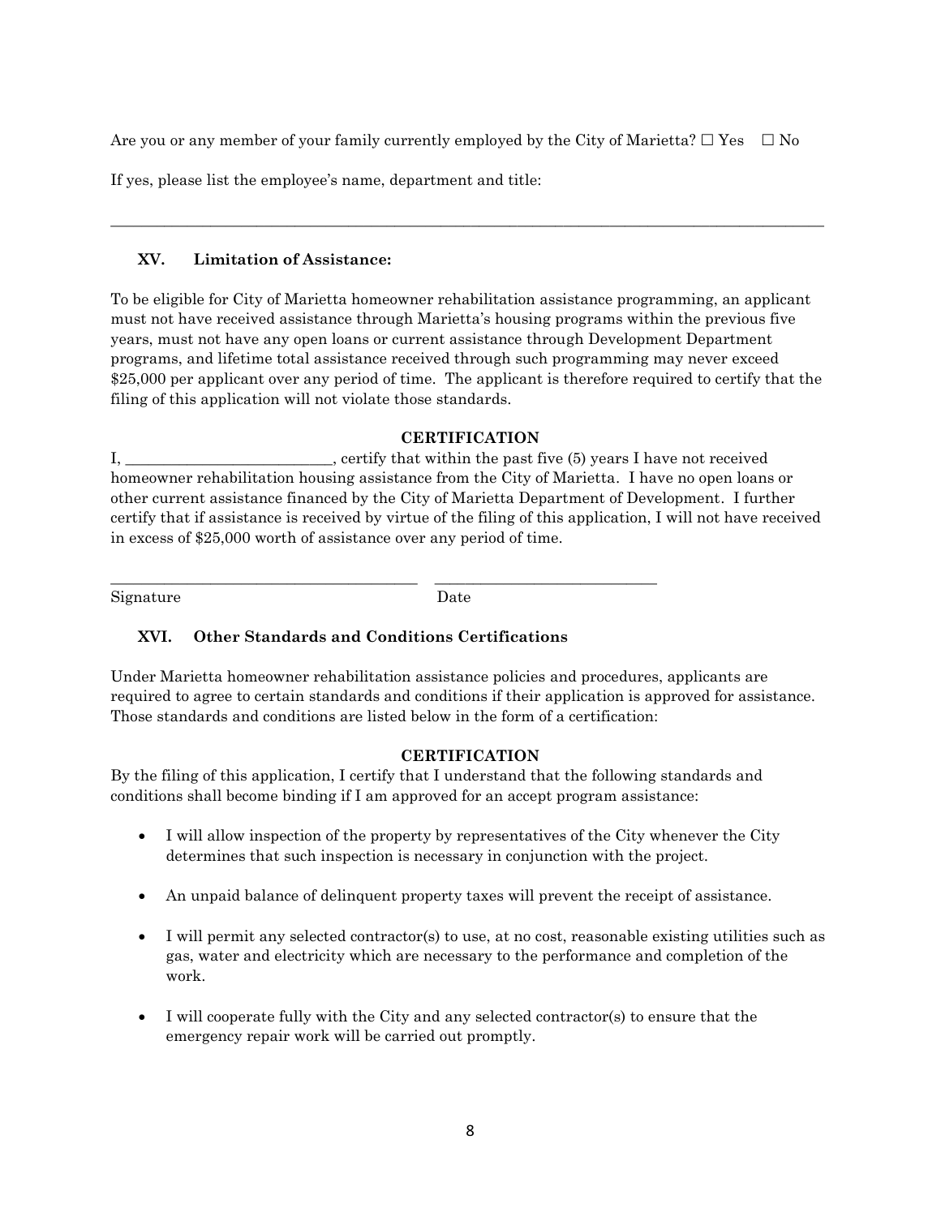Are you or any member of your family currently employed by the City of Marietta? ☐ Yes ☐ No

If yes, please list the employee's name, department and title:

______________________________________________________________________________________

## XV. Limitation of Assistance:

To be eligible for City of Marietta homeowner rehabilitation assistance programming, an applicant must not have received assistance through Marietta's housing programs within the previous five years, must not have any open loans or current assistance through Development Department programs, and lifetime total assistance received through such programming may never exceed $25,000 per applicant over any period of time. The applicant is therefore required to certify that the filing of this application will not violate those standards.

**CERTIFICATION**

I, ___________________________, certify that within the past five (5) years I have not received homeowner rehabilitation housing assistance from the City of Marietta. I have no open loans or other current assistance financed by the City of Marietta Department of Development. I further certify that if assistance is received by virtue of the filing of this application, I will not have received in excess of $25,000 worth of assistance over any period of time.

_________________________________________ _____________________________

Signature Date

## XVI. Other Standards and Conditions Certifications

Under Marietta homeowner rehabilitation assistance policies and procedures, applicants are required to agree to certain standards and conditions if their application is approved for assistance. Those standards and conditions are listed below in the form of a certification:

**CERTIFICATION**

By the filing of this application, I certify that I understand that the following standards and conditions shall become binding if I am approved for an accept program assistance:

- I will allow inspection of the property by representatives of the City whenever the City determines that such inspection is necessary in conjunction with the project.
- An unpaid balance of delinquent property taxes will prevent the receipt of assistance.
- I will permit any selected contractor(s) to use, at no cost, reasonable existing utilities such as gas, water and electricity which are necessary to the performance and completion of the work.
- I will cooperate fully with the City and any selected contractor(s) to ensure that the emergency repair work will be carried out promptly.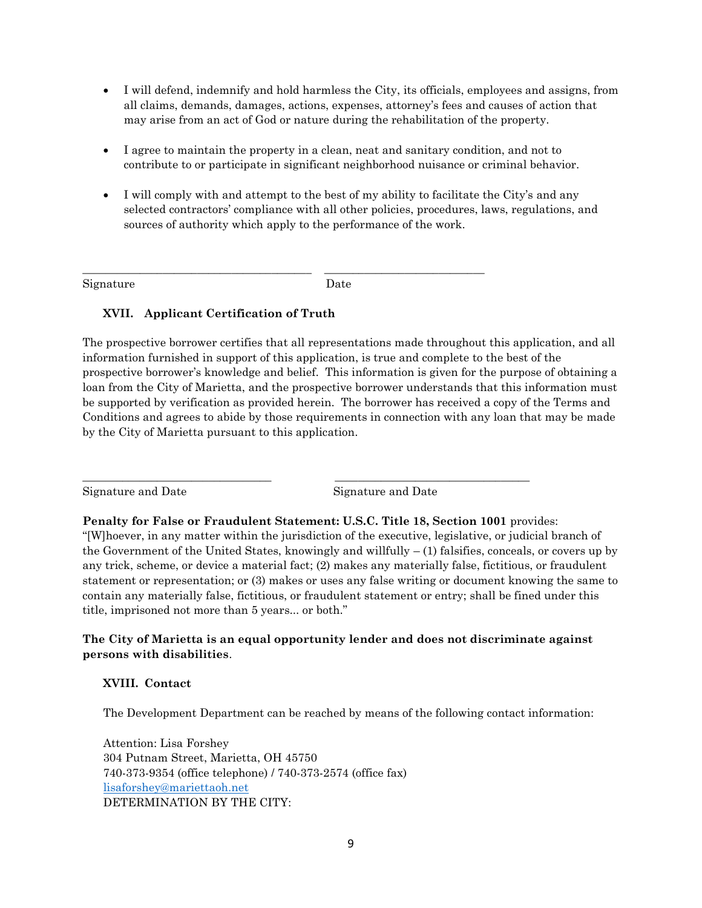- I will defend, indemnify and hold harmless the City, its officials, employees and assigns, from all claims, demands, damages, actions, expenses, attorney's fees and causes of action that may arise from an act of God or nature during the rehabilitation of the property.

- I agree to maintain the property in a clean, neat and sanitary condition, and not to contribute to or participate in significant neighborhood nuisance or criminal behavior.

- I will comply with and attempt to the best of my ability to facilitate the City's and any selected contractors' compliance with all other policies, procedures, laws, regulations, and sources of authority which apply to the performance of the work.

_______________________________________ ___________________________

Signature Date

### XVII. Applicant Certification of Truth

The prospective borrower certifies that all representations made throughout this application, and all information furnished in support of this application, is true and complete to the best of the prospective borrower's knowledge and belief. This information is given for the purpose of obtaining a loan from the City of Marietta, and the prospective borrower understands that this information must be supported by verification as provided herein. The borrower has received a copy of the Terms and Conditions and agrees to abide by those requirements in connection with any loan that may be made by the City of Marietta pursuant to this application.

________________________________ ________________________________

Signature and Date Signature and Date

**Penalty for False or Fraudulent Statement: U.S.C. Title 18, Section 1001** provides: "[W]hoever, in any matter within the jurisdiction of the executive, legislative, or judicial branch of the Government of the United States, knowingly and willfully – (1) falsifies, conceals, or covers up by any trick, scheme, or device a material fact; (2) makes any materially false, fictitious, or fraudulent statement or representation; or (3) makes or uses any false writing or document knowing the same to contain any materially false, fictitious, or fraudulent statement or entry; shall be fined under this title, imprisoned not more than 5 years... or both."

**The City of Marietta is an equal opportunity lender and does not discriminate against persons with disabilities**.

### XVIII. Contact

The Development Department can be reached by means of the following contact information:

Attention: Lisa Forshey
304 Putnam Street, Marietta, OH 45750
740-373-9354 (office telephone) / 740-373-2574 (office fax)
lisaforshey@mariettaoh.net
DETERMINATION BY THE CITY: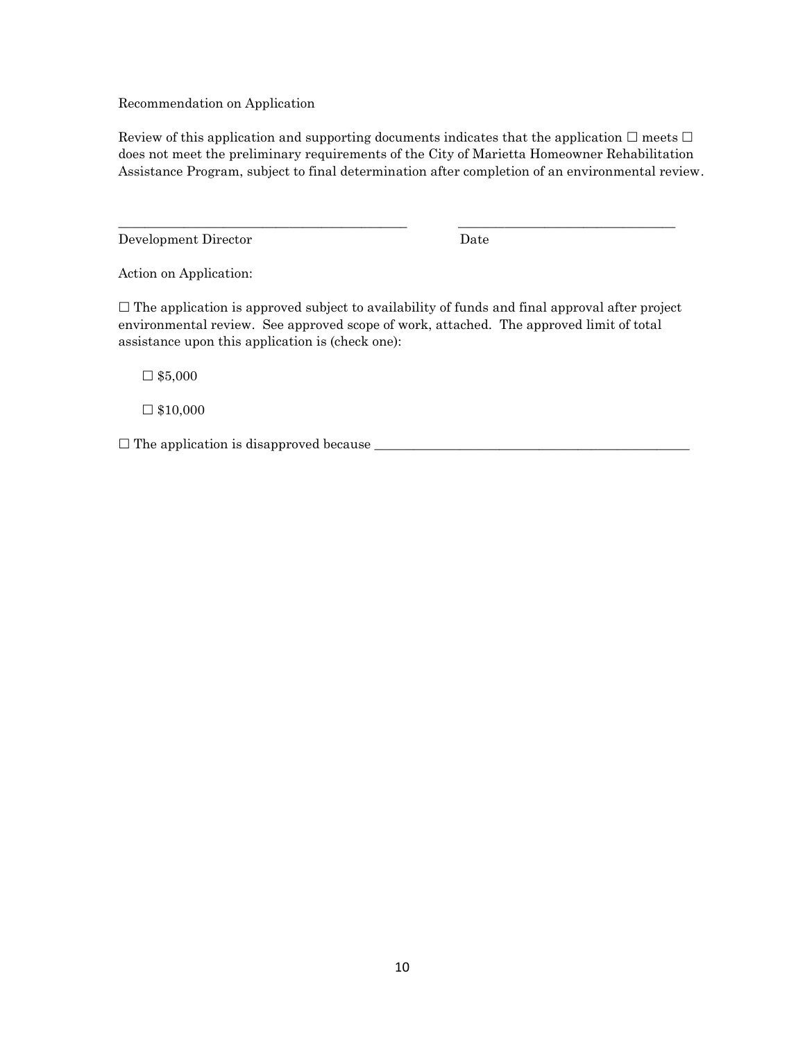Recommendation on Application

Review of this application and supporting documents indicates that the application ☐ meets ☐ does not meet the preliminary requirements of the City of Marietta Homeowner Rehabilitation Assistance Program, subject to final determination after completion of an environmental review.

_____________________________________________ &nbsp;&nbsp;&nbsp;&nbsp;&nbsp;&nbsp; __________________________________

Development Director &nbsp;&nbsp;&nbsp;&nbsp;&nbsp;&nbsp;&nbsp;&nbsp;&nbsp;&nbsp;&nbsp;&nbsp;&nbsp;&nbsp;&nbsp;&nbsp;&nbsp;&nbsp;&nbsp;&nbsp;&nbsp;&nbsp;&nbsp;&nbsp;&nbsp;&nbsp;&nbsp;&nbsp;&nbsp;&nbsp;&nbsp;&nbsp;&nbsp;&nbsp;&nbsp; Date

Action on Application:

☐ The application is approved subject to availability of funds and final approval after project environmental review. See approved scope of work, attached. The approved limit of total assistance upon this application is (check one):

☐ $5,000

☐ $10,000

☐ The application is disapproved because __________________________________________________